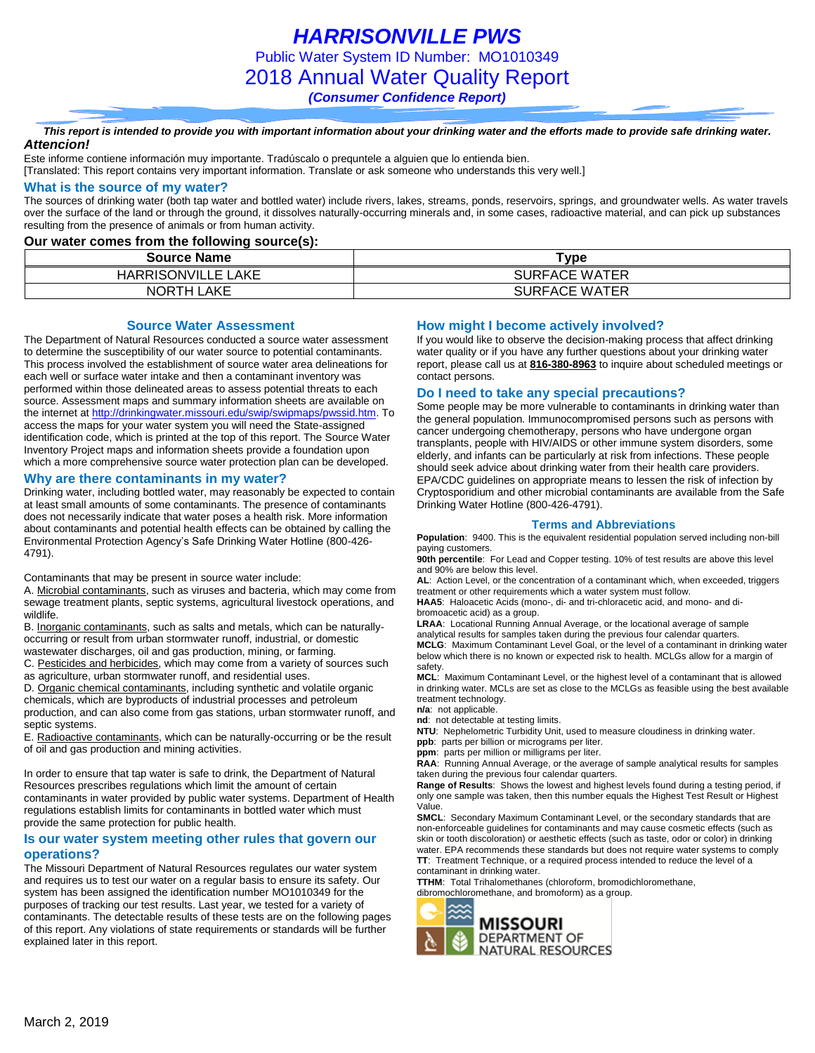# HARRISONVILLE PWS

Public Water System ID Number: MO1010349

## 2018 Annual Water Quality Report

*(Consumer Confidence Report)*

***This report is intended to provide you with important information about your drinking water and the efforts made to provide safe drinking water.***

***Attencion!***

Este informe contiene información muy importante. Tradúscalo o prequntele a alguien que lo entienda bien.
[Translated: This report contains very important information. Translate or ask someone who understands this very well.]

### What is the source of my water?

The sources of drinking water (both tap water and bottled water) include rivers, lakes, streams, ponds, reservoirs, springs, and groundwater wells. As water travels over the surface of the land or through the ground, it dissolves naturally-occurring minerals and, in some cases, radioactive material, and can pick up substances resulting from the presence of animals or from human activity.

**Our water comes from the following source(s):**

| Source Name | Type |
|---|---|
| HARRISONVILLE LAKE | SURFACE WATER |
| NORTH LAKE | SURFACE WATER |

### Source Water Assessment

The Department of Natural Resources conducted a source water assessment to determine the susceptibility of our water source to potential contaminants. This process involved the establishment of source water area delineations for each well or surface water intake and then a contaminant inventory was performed within those delineated areas to assess potential threats to each source. Assessment maps and summary information sheets are available on the internet at http://drinkingwater.missouri.edu/swip/swipmaps/pwssid.htm. To access the maps for your water system you will need the State-assigned identification code, which is printed at the top of this report. The Source Water Inventory Project maps and information sheets provide a foundation upon which a more comprehensive source water protection plan can be developed.

### Why are there contaminants in my water?

Drinking water, including bottled water, may reasonably be expected to contain at least small amounts of some contaminants. The presence of contaminants does not necessarily indicate that water poses a health risk. More information about contaminants and potential health effects can be obtained by calling the Environmental Protection Agency's Safe Drinking Water Hotline (800-426-4791).

Contaminants that may be present in source water include:

A. Microbial contaminants, such as viruses and bacteria, which may come from sewage treatment plants, septic systems, agricultural livestock operations, and wildlife.
B. Inorganic contaminants, such as salts and metals, which can be naturally-occurring or result from urban stormwater runoff, industrial, or domestic wastewater discharges, oil and gas production, mining, or farming.
C. Pesticides and herbicides, which may come from a variety of sources such as agriculture, urban stormwater runoff, and residential uses.
D. Organic chemical contaminants, including synthetic and volatile organic chemicals, which are byproducts of industrial processes and petroleum production, and can also come from gas stations, urban stormwater runoff, and septic systems.
E. Radioactive contaminants, which can be naturally-occurring or be the result of oil and gas production and mining activities.

In order to ensure that tap water is safe to drink, the Department of Natural Resources prescribes regulations which limit the amount of certain contaminants in water provided by public water systems. Department of Health regulations establish limits for contaminants in bottled water which must provide the same protection for public health.

### Is our water system meeting other rules that govern our operations?

The Missouri Department of Natural Resources regulates our water system and requires us to test our water on a regular basis to ensure its safety. Our system has been assigned the identification number MO1010349 for the purposes of tracking our test results. Last year, we tested for a variety of contaminants. The detectable results of these tests are on the following pages of this report. Any violations of state requirements or standards will be further explained later in this report.

### How might I become actively involved?

If you would like to observe the decision-making process that affect drinking water quality or if you have any further questions about your drinking water report, please call us at **816-380-8963** to inquire about scheduled meetings or contact persons.

### Do I need to take any special precautions?

Some people may be more vulnerable to contaminants in drinking water than the general population. Immunocompromised persons such as persons with cancer undergoing chemotherapy, persons who have undergone organ transplants, people with HIV/AIDS or other immune system disorders, some elderly, and infants can be particularly at risk from infections. These people should seek advice about drinking water from their health care providers. EPA/CDC guidelines on appropriate means to lessen the risk of infection by Cryptosporidium and other microbial contaminants are available from the Safe Drinking Water Hotline (800-426-4791).

### Terms and Abbreviations

**Population**: 9400. This is the equivalent residential population served including non-bill paying customers.
**90th percentile**: For Lead and Copper testing. 10% of test results are above this level and 90% are below this level.
**AL**: Action Level, or the concentration of a contaminant which, when exceeded, triggers treatment or other requirements which a water system must follow.
**HAA5**: Haloacetic Acids (mono-, di- and tri-chloracetic acid, and mono- and di-bromoacetic acid) as a group.
**LRAA**: Locational Running Annual Average, or the locational average of sample analytical results for samples taken during the previous four calendar quarters.
**MCLG**: Maximum Contaminant Level Goal, or the level of a contaminant in drinking water below which there is no known or expected risk to health. MCLGs allow for a margin of safety.
**MCL**: Maximum Contaminant Level, or the highest level of a contaminant that is allowed in drinking water. MCLs are set as close to the MCLGs as feasible using the best available treatment technology.
**n/a**: not applicable.
**nd**: not detectable at testing limits.
**NTU**: Nephelometric Turbidity Unit, used to measure cloudiness in drinking water.
**ppb**: parts per billion or micrograms per liter.
**ppm**: parts per million or milligrams per liter.
**RAA**: Running Annual Average, or the average of sample analytical results for samples taken during the previous four calendar quarters.
**Range of Results**: Shows the lowest and highest levels found during a testing period, if only one sample was taken, then this number equals the Highest Test Result or Highest Value.
**SMCL**: Secondary Maximum Contaminant Level, or the secondary standards that are non-enforceable guidelines for contaminants and may cause cosmetic effects (such as skin or tooth discoloration) or aesthetic effects (such as taste, odor or color) in drinking water. EPA recommends these standards but does not require water systems to comply
**TT**: Treatment Technique, or a required process intended to reduce the level of a contaminant in drinking water.
**TTHM**: Total Trihalomethanes (chloroform, bromodichloromethane, dibromochloromethane, and bromoform) as a group.

MISSOURI DEPARTMENT OF NATURAL RESOURCES

March 2, 2019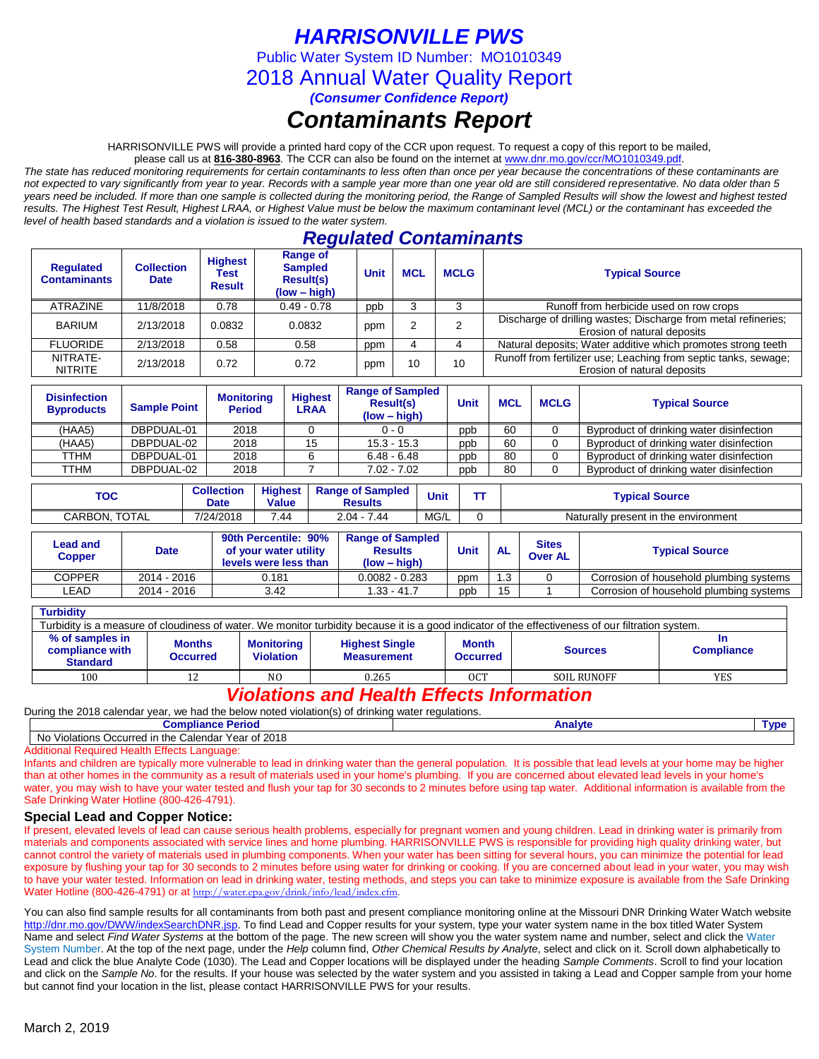# HARRISONVILLE PWS

Public Water System ID Number: MO1010349

## 2018 Annual Water Quality Report

***(Consumer Confidence Report)***

# *Contaminants Report*

HARRISONVILLE PWS will provide a printed hard copy of the CCR upon request. To request a copy of this report to be mailed, please call us at **816-380-8963**. The CCR can also be found on the internet at www.dnr.mo.gov/ccr/MO1010349.pdf.

*The state has reduced monitoring requirements for certain contaminants to less often than once per year because the concentrations of these contaminants are not expected to vary significantly from year to year. Records with a sample year more than one year old are still considered representative. No data older than 5 years need be included. If more than one sample is collected during the monitoring period, the Range of Sampled Results will show the lowest and highest tested results. The Highest Test Result, Highest LRAA, or Highest Value must be below the maximum contaminant level (MCL) or the contaminant has exceeded the level of health based standards and a violation is issued to the water system.*

## *Regulated Contaminants*

| Regulated Contaminants | Collection Date | Highest Test Result | Range of Sampled Result(s) (low – high) | Unit | MCL | MCLG | Typical Source |
|---|---|---|---|---|---|---|---|
| ATRAZINE | 11/8/2018 | 0.78 | 0.49 - 0.78 | ppb | 3 | 3 | Runoff from herbicide used on row crops |
| BARIUM | 2/13/2018 | 0.0832 | 0.0832 | ppm | 2 | 2 | Discharge of drilling wastes; Discharge from metal refineries; Erosion of natural deposits |
| FLUORIDE | 2/13/2018 | 0.58 | 0.58 | ppm | 4 | 4 | Natural deposits; Water additive which promotes strong teeth |
| NITRATE-NITRITE | 2/13/2018 | 0.72 | 0.72 | ppm | 10 | 10 | Runoff from fertilizer use; Leaching from septic tanks, sewage; Erosion of natural deposits |

| Disinfection Byproducts | Sample Point | Monitoring Period | Highest LRAA | Range of Sampled Result(s) (low – high) | Unit | MCL | MCLG | Typical Source |
|---|---|---|---|---|---|---|---|---|
| (HAA5) | DBPDUAL-01 | 2018 | 0 | 0 - 0 | ppb | 60 | 0 | Byproduct of drinking water disinfection |
| (HAA5) | DBPDUAL-02 | 2018 | 15 | 15.3 - 15.3 | ppb | 60 | 0 | Byproduct of drinking water disinfection |
| TTHM | DBPDUAL-01 | 2018 | 6 | 6.48 - 6.48 | ppb | 80 | 0 | Byproduct of drinking water disinfection |
| TTHM | DBPDUAL-02 | 2018 | 7 | 7.02 - 7.02 | ppb | 80 | 0 | Byproduct of drinking water disinfection |

| TOC | Collection Date | Highest Value | Range of Sampled Results | Unit | TT | Typical Source |
|---|---|---|---|---|---|---|
| CARBON, TOTAL | 7/24/2018 | 7.44 | 2.04 - 7.44 | MG/L | 0 | Naturally present in the environment |

| Lead and Copper | Date | 90th Percentile: 90% of your water utility levels were less than | Range of Sampled Results (low – high) | Unit | AL | Sites Over AL | Typical Source |
|---|---|---|---|---|---|---|---|
| COPPER | 2014 - 2016 | 0.181 | 0.0082 - 0.283 | ppm | 1.3 | 0 | Corrosion of household plumbing systems |
| LEAD | 2014 - 2016 | 3.42 | 1.33 - 41.7 | ppb | 15 | 1 | Corrosion of household plumbing systems |

**Turbidity**

Turbidity is a measure of cloudiness of water. We monitor turbidity because it is a good indicator of the effectiveness of our filtration system.

| % of samples in compliance with Standard | Months Occurred | Monitoring Violation | Highest Single Measurement | Month Occurred | Sources | In Compliance |
|---|---|---|---|---|---|---|
| 100 | 12 | NO | 0.265 | OCT | SOIL RUNOFF | YES |

## *Violations and Health Effects Information*

During the 2018 calendar year, we had the below noted violation(s) of drinking water regulations.

| Compliance Period | Analyte | Type |
|---|---|---|
| No Violations Occurred in the Calendar Year of 2018 | | |

Additional Required Health Effects Language:

Infants and children are typically more vulnerable to lead in drinking water than the general population. It is possible that lead levels at your home may be higher than at other homes in the community as a result of materials used in your home's plumbing. If you are concerned about elevated lead levels in your home's water, you may wish to have your water tested and flush your tap for 30 seconds to 2 minutes before using tap water. Additional information is available from the Safe Drinking Water Hotline (800-426-4791).

### Special Lead and Copper Notice:

If present, elevated levels of lead can cause serious health problems, especially for pregnant women and young children. Lead in drinking water is primarily from materials and components associated with service lines and home plumbing. HARRISONVILLE PWS is responsible for providing high quality drinking water, but cannot control the variety of materials used in plumbing components. When your water has been sitting for several hours, you can minimize the potential for lead exposure by flushing your tap for 30 seconds to 2 minutes before using water for drinking or cooking. If you are concerned about lead in your water, you may wish to have your water tested. Information on lead in drinking water, testing methods, and steps you can take to minimize exposure is available from the Safe Drinking Water Hotline (800-426-4791) or at http://water.epa.gov/drink/info/lead/index.cfm.

You can also find sample results for all contaminants from both past and present compliance monitoring online at the Missouri DNR Drinking Water Watch website http://dnr.mo.gov/DWW/indexSearchDNR.jsp. To find Lead and Copper results for your system, type your water system name in the box titled Water System Name and select *Find Water Systems* at the bottom of the page. The new screen will show you the water system name and number, select and click the Water System Number. At the top of the next page, under the *Help* column find, *Other Chemical Results by Analyte*, select and click on it. Scroll down alphabetically to Lead and click the blue Analyte Code (1030). The Lead and Copper locations will be displayed under the heading *Sample Comments*. Scroll to find your location and click on the *Sample No*. for the results. If your house was selected by the water system and you assisted in taking a Lead and Copper sample from your home but cannot find your location in the list, please contact HARRISONVILLE PWS for your results.

March 2, 2019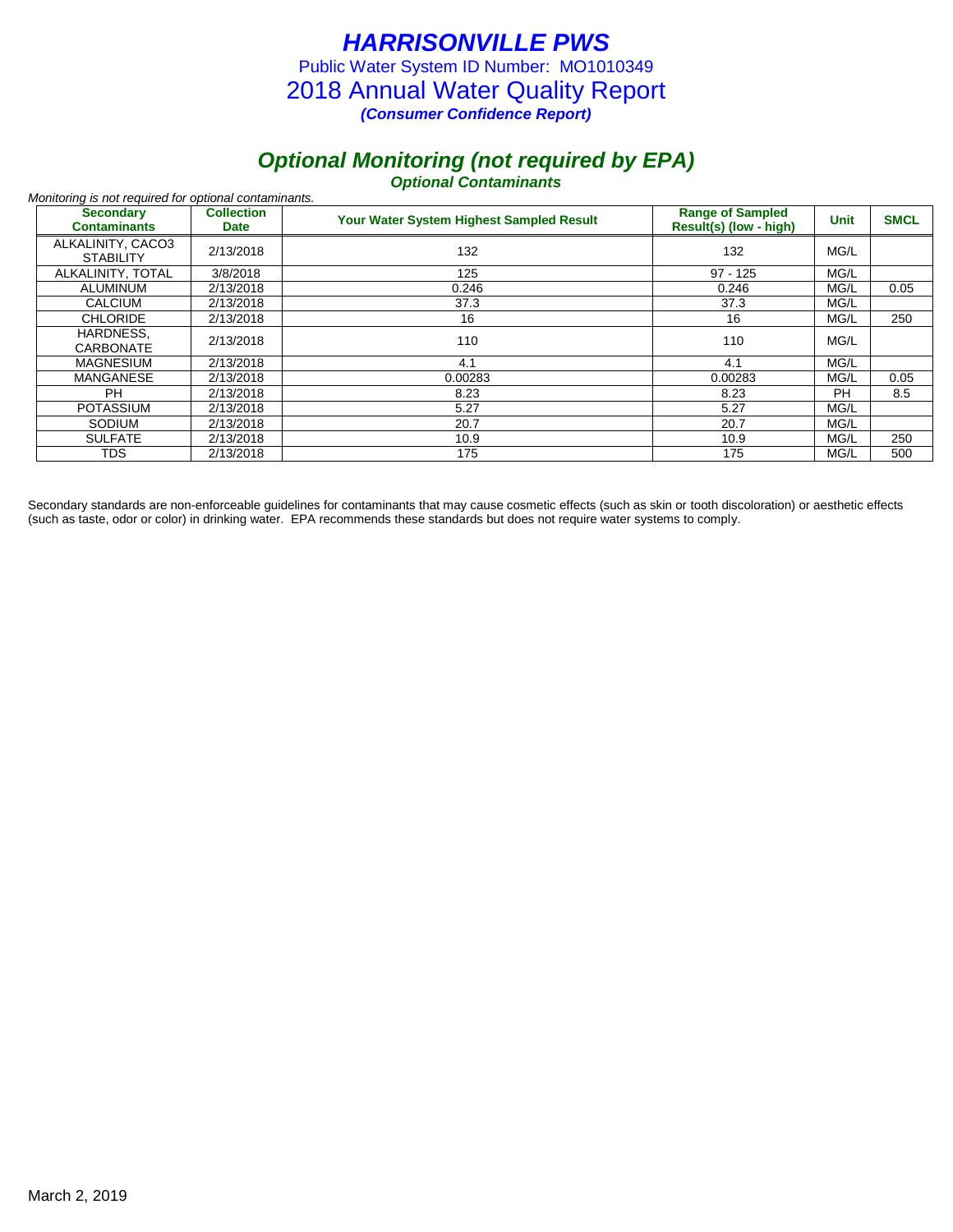# HARRISONVILLE PWS

Public Water System ID Number: MO1010349

2018 Annual Water Quality Report

***(Consumer Confidence Report)***

## *Optional Monitoring (not required by EPA)*

### *Optional Contaminants*

*Monitoring is not required for optional contaminants.*

| Secondary Contaminants | Collection Date | Your Water System Highest Sampled Result | Range of Sampled Result(s) (low - high) | Unit | SMCL |
|---|---|---|---|---|---|
| ALKALINITY, CACO3 STABILITY | 2/13/2018 | 132 | 132 | MG/L | |
| ALKALINITY, TOTAL | 3/8/2018 | 125 | 97 - 125 | MG/L | |
| ALUMINUM | 2/13/2018 | 0.246 | 0.246 | MG/L | 0.05 |
| CALCIUM | 2/13/2018 | 37.3 | 37.3 | MG/L | |
| CHLORIDE | 2/13/2018 | 16 | 16 | MG/L | 250 |
| HARDNESS, CARBONATE | 2/13/2018 | 110 | 110 | MG/L | |
| MAGNESIUM | 2/13/2018 | 4.1 | 4.1 | MG/L | |
| MANGANESE | 2/13/2018 | 0.00283 | 0.00283 | MG/L | 0.05 |
| PH | 2/13/2018 | 8.23 | 8.23 | PH | 8.5 |
| POTASSIUM | 2/13/2018 | 5.27 | 5.27 | MG/L | |
| SODIUM | 2/13/2018 | 20.7 | 20.7 | MG/L | |
| SULFATE | 2/13/2018 | 10.9 | 10.9 | MG/L | 250 |
| TDS | 2/13/2018 | 175 | 175 | MG/L | 500 |

Secondary standards are non-enforceable guidelines for contaminants that may cause cosmetic effects (such as skin or tooth discoloration) or aesthetic effects (such as taste, odor or color) in drinking water. EPA recommends these standards but does not require water systems to comply.

March 2, 2019